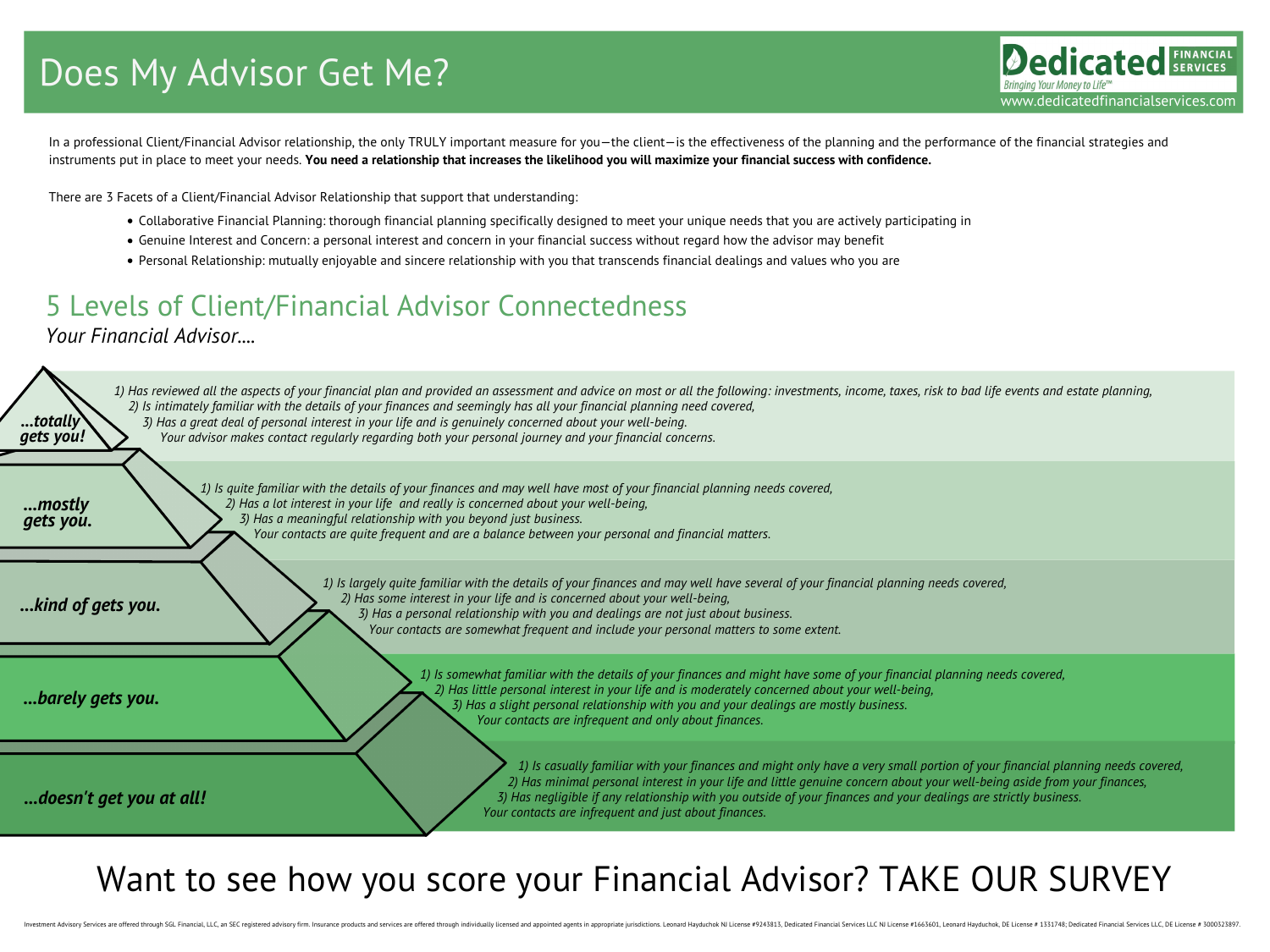# Does My Advisor Get Me?

Dedicated FINANCIAL SERVICES
*Bringing Your Money to Life™*
www.dedicatedfinancialservices.com

In a professional Client/Financial Advisor relationship, the only TRULY important measure for you—the client—is the effectiveness of the planning and the performance of the financial strategies and instruments put in place to meet your needs. **You need a relationship that increases the likelihood you will maximize your financial success with confidence.**

There are 3 Facets of a Client/Financial Advisor Relationship that support that understanding:

- Collaborative Financial Planning: thorough financial planning specifically designed to meet your unique needs that you are actively participating in
- Genuine Interest and Concern: a personal interest and concern in your financial success without regard how the advisor may benefit
- Personal Relationship: mutually enjoyable and sincere relationship with you that transcends financial dealings and values who you are

## 5 Levels of Client/Financial Advisor Connectedness

*Your Financial Advisor....*

***...totally gets you!***

*1) Has reviewed all the aspects of your financial plan and provided an assessment and advice on most or all the following: investments, income, taxes, risk to bad life events and estate planning,*
*2) Is intimately familiar with the details of your finances and seemingly has all your financial planning need covered,*
*3) Has a great deal of personal interest in your life and is genuinely concerned about your well-being.*
*Your advisor makes contact regularly regarding both your personal journey and your financial concerns.*

***...mostly gets you.***

*1) Is quite familiar with the details of your finances and may well have most of your financial planning needs covered,*
*2) Has a lot interest in your life and really is concerned about your well-being,*
*3) Has a meaningful relationship with you beyond just business.*
*Your contacts are quite frequent and are a balance between your personal and financial matters.*

***...kind of gets you.***

*1) Is largely quite familiar with the details of your finances and may well have several of your financial planning needs covered,*
*2) Has some interest in your life and is concerned about your well-being,*
*3) Has a personal relationship with you and dealings are not just about business.*
*Your contacts are somewhat frequent and include your personal matters to some extent.*

***...barely gets you.***

*1) Is somewhat familiar with the details of your finances and might have some of your financial planning needs covered,*
*2) Has little personal interest in your life and is moderately concerned about your well-being,*
*3) Has a slight personal relationship with you and your dealings are mostly business.*
*Your contacts are infrequent and only about finances.*

***...doesn't get you at all!***

*1) Is casually familiar with your finances and might only have a very small portion of your financial planning needs covered,*
*2) Has minimal personal interest in your life and little genuine concern about your well-being aside from your finances,*
*3) Has negligible if any relationship with you outside of your finances and your dealings are strictly business.*
*Your contacts are infrequent and just about finances.*

## Want to see how you score your Financial Advisor? TAKE OUR SURVEY

Investment Advisory Services are offered through SGL Financial, LLC, an SEC registered advisory firm. Insurance products and services are offered through individually licensed and appointed agents in appropriate jurisdictions. Leonard Hayduchok NJ License #9243813, Dedicated Financial Services LLC NJ License #1663601, Leonard Hayduchok, DE License # 1331748; Dedicated Financial Services LLC, DE License # 3000323897.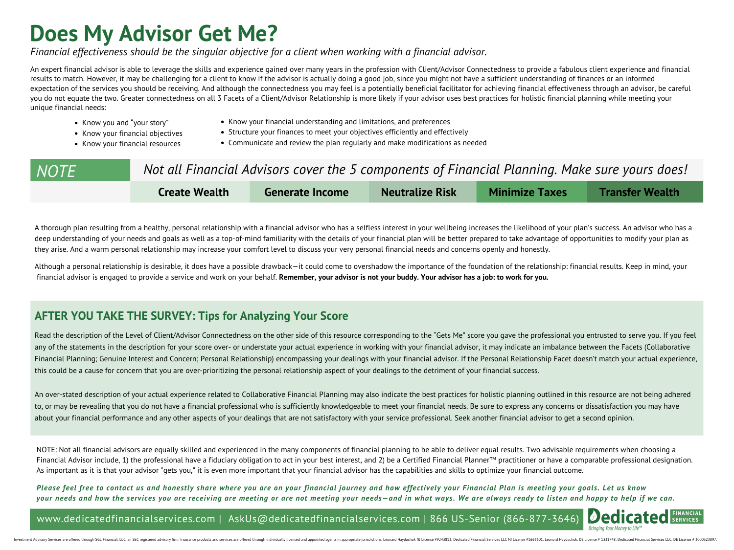# Does My Advisor Get Me?

*Financial effectiveness should be the singular objective for a client when working with a financial advisor.*

An expert financial advisor is able to leverage the skills and experience gained over many years in the profession with Client/Advisor Connectedness to provide a fabulous client experience and financial results to match. However, it may be challenging for a client to know if the advisor is actually doing a good job, since you might not have a sufficient understanding of finances or an informed expectation of the services you should be receiving. And although the connectedness you may feel is a potentially beneficial facilitator for achieving financial effectiveness through an advisor, be careful you do not equate the two. Greater connectedness on all 3 Facets of a Client/Advisor Relationship is more likely if your advisor uses best practices for holistic financial planning while meeting your unique financial needs:

- Know you and "your story"
- Know your financial objectives
- Know your financial resources
- Know your financial understanding and limitations, and preferences
- Structure your finances to meet your objectives efficiently and effectively
- Communicate and review the plan regularly and make modifications as needed

| *NOTE* | *Not all Financial Advisors cover the 5 components of Financial Planning. Make sure yours does!* | | | | |
|---|---|---|---|---|---|
| | **Create Wealth** | **Generate Income** | **Neutralize Risk** | **Minimize Taxes** | **Transfer Wealth** |

A thorough plan resulting from a healthy, personal relationship with a financial advisor who has a selfless interest in your wellbeing increases the likelihood of your plan's success. An advisor who has a deep understanding of your needs and goals as well as a top-of-mind familiarity with the details of your financial plan will be better prepared to take advantage of opportunities to modify your plan as they arise. And a warm personal relationship may increase your comfort level to discuss your very personal financial needs and concerns openly and honestly.

Although a personal relationship is desirable, it does have a possible drawback—it could come to overshadow the importance of the foundation of the relationship: financial results. Keep in mind, your financial advisor is engaged to provide a service and work on your behalf. **Remember, your advisor is not your buddy. Your advisor has a job: to work for you.**

## AFTER YOU TAKE THE SURVEY: Tips for Analyzing Your Score

Read the description of the Level of Client/Advisor Connectedness on the other side of this resource corresponding to the "Gets Me" score you gave the professional you entrusted to serve you. If you feel any of the statements in the description for your score over- or understate your actual experience in working with your financial advisor, it may indicate an imbalance between the Facets (Collaborative Financial Planning; Genuine Interest and Concern; Personal Relationship) encompassing your dealings with your financial advisor. If the Personal Relationship Facet doesn't match your actual experience, this could be a cause for concern that you are over-prioritizing the personal relationship aspect of your dealings to the detriment of your financial success.

An over-stated description of your actual experience related to Collaborative Financial Planning may also indicate the best practices for holistic planning outlined in this resource are not being adhered to, or may be revealing that you do not have a financial professional who is sufficiently knowledgeable to meet your financial needs. Be sure to express any concerns or dissatisfaction you may have about your financial performance and any other aspects of your dealings that are not satisfactory with your service professional. Seek another financial advisor to get a second opinion.

NOTE: Not all financial advisors are equally skilled and experienced in the many components of financial planning to be able to deliver equal results. Two advisable requirements when choosing a Financial Advisor include, 1) the professional have a fiduciary obligation to act in your best interest, and 2) be a Certified Financial Planner™ practitioner or have a comparable professional designation. As important as it is that your advisor "gets you," it is even more important that your financial advisor has the capabilities and skills to optimize your financial outcome.

***Please feel free to contact us and honestly share where you are on your financial journey and how effectively your Financial Plan is meeting your goals. Let us know your needs and how the services you are receiving are meeting or are not meeting your needs—and in what ways. We are always ready to listen and happy to help if we can.***

www.dedicatedfinancialservices.com | AskUs@dedicatedfinancialservices.com | 866 US-Senior (866-877-3646)

Dedicated FINANCIAL SERVICES
*Bringing Your Money to Life™*

Investment Advisory Services are offered through SGL Financial, LLC, an SEC registered advisory firm. Insurance products and services are offered through individually licensed and appointed agents in appropriate jurisdictions. Leonard Hayduchok NJ License #9243813, Dedicated Financial Services LLC NJ License #1663601, Leonard Hayduchok, DE License # 1331748; Dedicated Financial Services LLC, DE License # 3000323897.